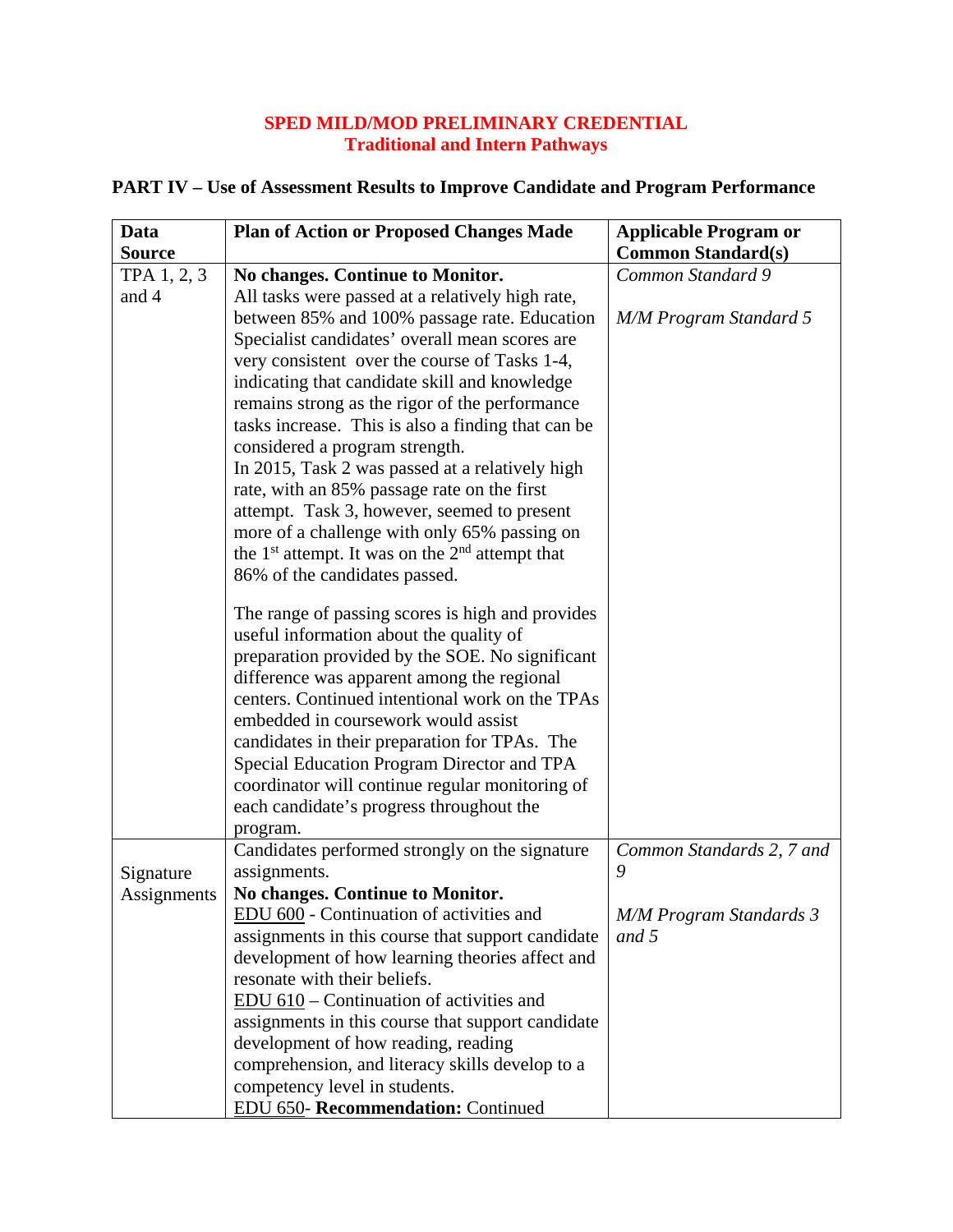**SPED MILD/MOD PRELIMINARY CREDENTIAL**
**Traditional and Intern Pathways**

## PART IV – Use of Assessment Results to Improve Candidate and Program Performance

| Data Source | Plan of Action or Proposed Changes Made | Applicable Program or Common Standard(s) |
|---|---|---|
| TPA 1, 2, 3 and 4 | **No changes. Continue to Monitor.**<br>All tasks were passed at a relatively high rate, between 85% and 100% passage rate. Education Specialist candidates' overall mean scores are very consistent over the course of Tasks 1-4, indicating that candidate skill and knowledge remains strong as the rigor of the performance tasks increase. This is also a finding that can be considered a program strength.<br>In 2015, Task 2 was passed at a relatively high rate, with an 85% passage rate on the first attempt. Task 3, however, seemed to present more of a challenge with only 65% passing on the 1st attempt. It was on the 2nd attempt that 86% of the candidates passed.<br><br>The range of passing scores is high and provides useful information about the quality of preparation provided by the SOE. No significant difference was apparent among the regional centers. Continued intentional work on the TPAs embedded in coursework would assist candidates in their preparation for TPAs. The Special Education Program Director and TPA coordinator will continue regular monitoring of each candidate's progress throughout the program. | *Common Standard 9*<br><br>*M/M Program Standard 5* |
| Signature Assignments | Candidates performed strongly on the signature assignments.<br>**No changes. Continue to Monitor.**<br>EDU 600 - Continuation of activities and assignments in this course that support candidate development of how learning theories affect and resonate with their beliefs.<br>EDU 610 – Continuation of activities and assignments in this course that support candidate development of how reading, reading comprehension, and literacy skills develop to a competency level in students.<br>EDU 650- **Recommendation:** Continued | *Common Standards 2, 7 and 9*<br><br>*M/M Program Standards 3 and 5* |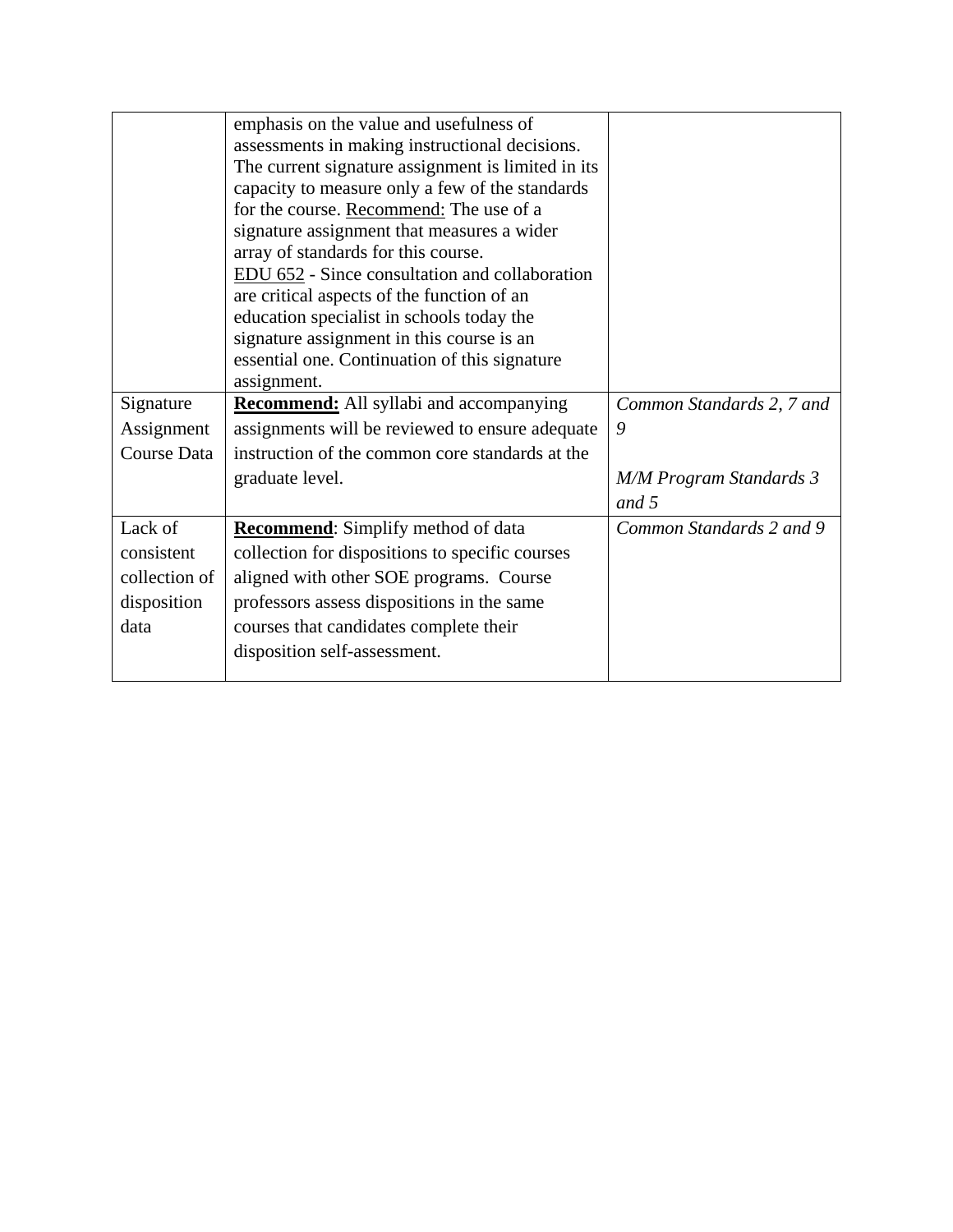| | | |
|---|---|---|
| | emphasis on the value and usefulness of assessments in making instructional decisions. The current signature assignment is limited in its capacity to measure only a few of the standards for the course. Recommend: The use of a signature assignment that measures a wider array of standards for this course.<br>EDU 652 - Since consultation and collaboration are critical aspects of the function of an education specialist in schools today the signature assignment in this course is an essential one. Continuation of this signature assignment. | |
| Signature Assignment Course Data | **Recommend:** All syllabi and accompanying assignments will be reviewed to ensure adequate instruction of the common core standards at the graduate level. | *Common Standards 2, 7 and 9*<br><br>*M/M Program Standards 3 and 5* |
| Lack of consistent collection of disposition data | **Recommend**: Simplify method of data collection for dispositions to specific courses aligned with other SOE programs. Course professors assess dispositions in the same courses that candidates complete their disposition self-assessment. | *Common Standards 2 and 9* |